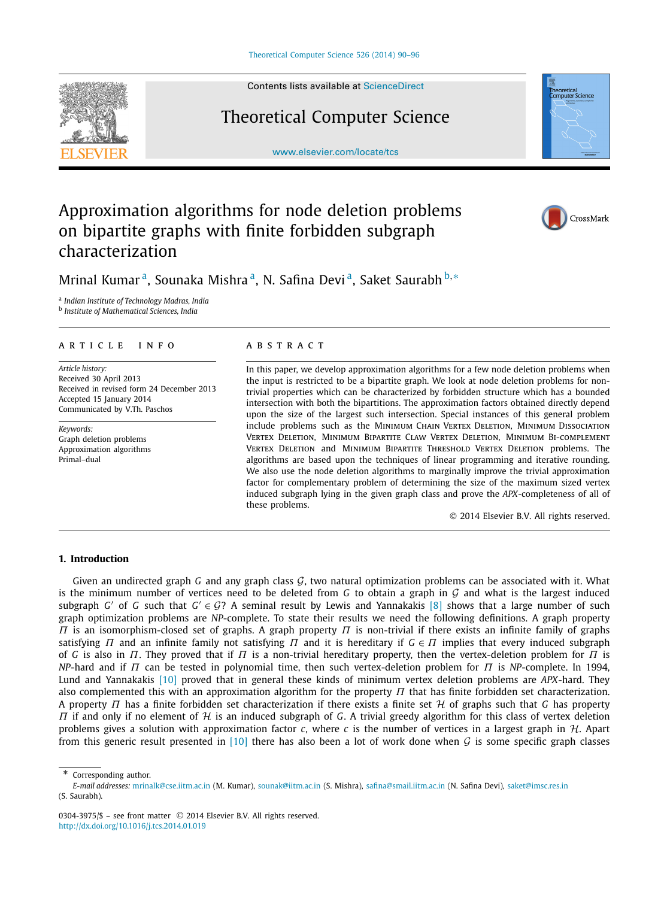# Approximation algorithms for node deletion problems on bipartite graphs with finite forbidden subgraph characterization

Mrinal Kumar [a], Sounaka Mishra [a], N. Safina Devi [a], Saket Saurabh [b,*]

[a] Indian Institute of Technology Madras, India
[b] Institute of Mathematical Sciences, India

ARTICLE INFO

*Article history:*
Received 30 April 2013
Received in revised form 24 December 2013
Accepted 15 January 2014
Communicated by V.Th. Paschos

*Keywords:*
Graph deletion problems
Approximation algorithms
Primal–dual

ABSTRACT

In this paper, we develop approximation algorithms for a few node deletion problems when the input is restricted to be a bipartite graph. We look at node deletion problems for non-trivial properties which can be characterized by forbidden structure which has a bounded intersection with both the bipartitions. The approximation factors obtained directly depend upon the size of the largest such intersection. Special instances of this general problem include problems such as the Minimum Chain Vertex Deletion, Minimum Dissociation Vertex Deletion, Minimum Bipartite Claw Vertex Deletion, Minimum Bi-complement Vertex Deletion and Minimum Bipartite Threshold Vertex Deletion problems. The algorithms are based upon the techniques of linear programming and iterative rounding. We also use the node deletion algorithms to marginally improve the trivial approximation factor for complementary problem of determining the size of the maximum sized vertex induced subgraph lying in the given graph class and prove the *APX*-completeness of all of these problems.

© 2014 Elsevier B.V. All rights reserved.

## 1. Introduction

Given an undirected graph $G$ and any graph class $\mathcal{G}$, two natural optimization problems can be associated with it. What is the minimum number of vertices need to be deleted from $G$ to obtain a graph in $\mathcal{G}$ and what is the largest induced subgraph $G'$ of $G$ such that $G' \in \mathcal{G}$? A seminal result by Lewis and Yannakakis [8] shows that a large number of such graph optimization problems are *NP*-complete. To state their results we need the following definitions. A graph property $\Pi$ is an isomorphism-closed set of graphs. A graph property $\Pi$ is non-trivial if there exists an infinite family of graphs satisfying $\Pi$ and an infinite family not satisfying $\Pi$ and it is hereditary if $G \in \Pi$ implies that every induced subgraph of $G$ is also in $\Pi$. They proved that if $\Pi$ is a non-trivial hereditary property, then the vertex-deletion problem for $\Pi$ is *NP*-hard and if $\Pi$ can be tested in polynomial time, then such vertex-deletion problem for $\Pi$ is *NP*-complete. In 1994, Lund and Yannakakis [10] proved that in general these kinds of minimum vertex deletion problems are *APX*-hard. They also complemented this with an approximation algorithm for the property $\Pi$ that has finite forbidden set characterization. A property $\Pi$ has a finite forbidden set characterization if there exists a finite set $\mathcal{H}$ of graphs such that $G$ has property $\Pi$ if and only if no element of $\mathcal{H}$ is an induced subgraph of $G$. A trivial greedy algorithm for this class of vertex deletion problems gives a solution with approximation factor $c$, where $c$ is the number of vertices in a largest graph in $\mathcal{H}$. Apart from this generic result presented in [10] there has also been a lot of work done when $\mathcal{G}$ is some specific graph classes

---

\* Corresponding author.
*E-mail addresses:* mrinalk@cse.iitm.ac.in (M. Kumar), sounak@iitm.ac.in (S. Mishra), safina@smail.iitm.ac.in (N. Safina Devi), saket@imsc.res.in (S. Saurabh).

0304-3975/$ – see front matter © 2014 Elsevier B.V. All rights reserved.
http://dx.doi.org/10.1016/j.tcs.2014.01.019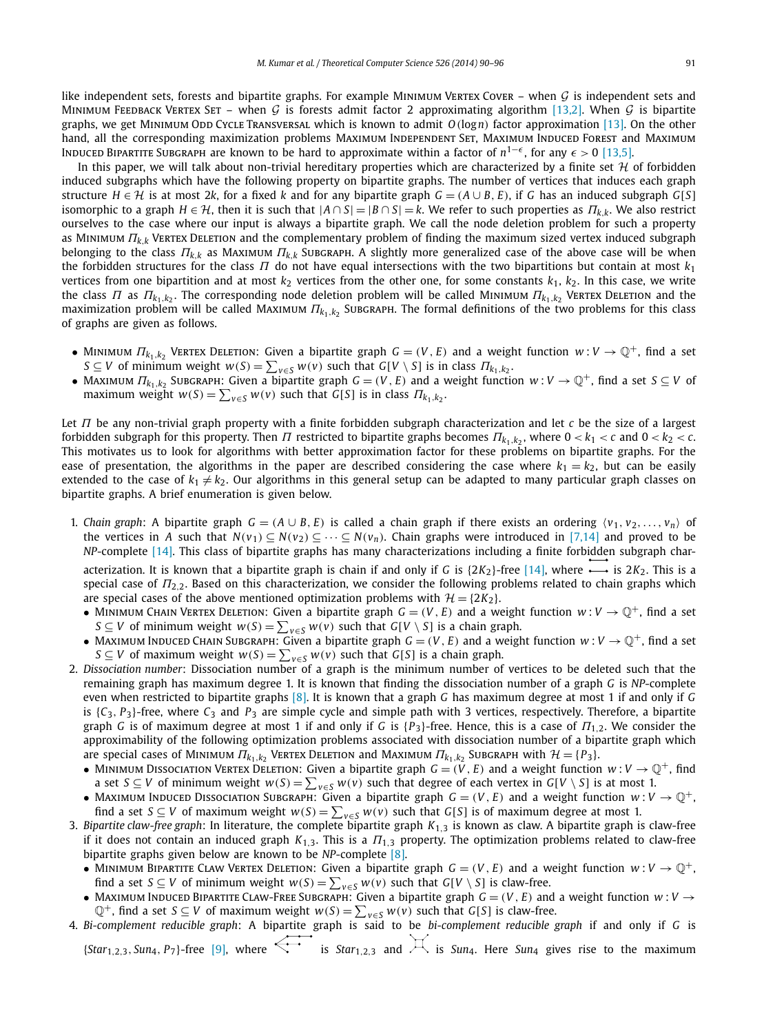like independent sets, forests and bipartite graphs. For example MINIMUM VERTEX COVER – when $\mathcal{G}$ is independent sets and MINIMUM FEEDBACK VERTEX SET – when $\mathcal{G}$ is forests admit factor 2 approximating algorithm [13,2]. When $\mathcal{G}$ is bipartite graphs, we get MINIMUM ODD CYCLE TRANSVERSAL which is known to admit $O(\log n)$ factor approximation [13]. On the other hand, all the corresponding maximization problems MAXIMUM INDEPENDENT SET, MAXIMUM INDUCED FOREST and MAXIMUM INDUCED BIPARTITE SUBGRAPH are known to be hard to approximate within a factor of $n^{1-\epsilon}$, for any $\epsilon > 0$ [13,5].

In this paper, we will talk about non-trivial hereditary properties which are characterized by a finite set $\mathcal{H}$ of forbidden induced subgraphs which have the following property on bipartite graphs. The number of vertices that induces each graph structure $H \in \mathcal{H}$ is at most $2k$, for a fixed $k$ and for any bipartite graph $G = (A \cup B, E)$, if $G$ has an induced subgraph $G[S]$ isomorphic to a graph $H \in \mathcal{H}$, then it is such that $|A \cap S| = |B \cap S| = k$. We refer to such properties as $\Pi_{k,k}$. We also restrict ourselves to the case where our input is always a bipartite graph. We call the node deletion problem for such a property as MINIMUM $\Pi_{k,k}$ VERTEX DELETION and the complementary problem of finding the maximum sized vertex induced subgraph belonging to the class $\Pi_{k,k}$ as MAXIMUM $\Pi_{k,k}$ SUBGRAPH. A slightly more generalized case of the above case will be when the forbidden structures for the class $\Pi$ do not have equal intersections with the two bipartitions but contain at most $k_1$ vertices from one bipartition and at most $k_2$ vertices from the other one, for some constants $k_1$, $k_2$. In this case, we write the class $\Pi$ as $\Pi_{k_1,k_2}$. The corresponding node deletion problem will be called MINIMUM $\Pi_{k_1,k_2}$ VERTEX DELETION and the maximization problem will be called MAXIMUM $\Pi_{k_1,k_2}$ SUBGRAPH. The formal definitions of the two problems for this class of graphs are given as follows.

- MINIMUM $\Pi_{k_1,k_2}$ VERTEX DELETION: Given a bipartite graph $G = (V, E)$ and a weight function $w : V \to \mathbb{Q}^+$, find a set $S \subseteq V$ of minimum weight $w(S) = \sum_{v \in S} w(v)$ such that $G[V \setminus S]$ is in class $\Pi_{k_1,k_2}$.
- MAXIMUM $\Pi_{k_1,k_2}$ SUBGRAPH: Given a bipartite graph $G = (V, E)$ and a weight function $w : V \to \mathbb{Q}^+$, find a set $S \subseteq V$ of maximum weight $w(S) = \sum_{v \in S} w(v)$ such that $G[S]$ is in class $\Pi_{k_1,k_2}$.

Let $\Pi$ be any non-trivial graph property with a finite forbidden subgraph characterization and let $c$ be the size of a largest forbidden subgraph for this property. Then $\Pi$ restricted to bipartite graphs becomes $\Pi_{k_1,k_2}$, where $0 < k_1 < c$ and $0 < k_2 < c$. This motivates us to look for algorithms with better approximation factor for these problems on bipartite graphs. For the ease of presentation, the algorithms in the paper are described considering the case where $k_1 = k_2$, but can be easily extended to the case of $k_1 \neq k_2$. Our algorithms in this general setup can be adapted to many particular graph classes on bipartite graphs. A brief enumeration is given below.

1. *Chain graph*: A bipartite graph $G = (A \cup B, E)$ is called a chain graph if there exists an ordering $\langle v_1, v_2, \ldots, v_n \rangle$ of the vertices in $A$ such that $N(v_1) \subseteq N(v_2) \subseteq \cdots \subseteq N(v_n)$. Chain graphs were introduced in [7,14] and proved to be *NP*-complete [14]. This class of bipartite graphs has many characterizations including a finite forbidden subgraph characterization. It is known that a bipartite graph is chain if and only if $G$ is $\{2K_2\}$-free [14], where (figure) is $2K_2$. This is a special case of $\Pi_{2,2}$. Based on this characterization, we consider the following problems related to chain graphs which are special cases of the above mentioned optimization problems with $\mathcal{H} = \{2K_2\}$.
   - MINIMUM CHAIN VERTEX DELETION: Given a bipartite graph $G = (V, E)$ and a weight function $w : V \to \mathbb{Q}^+$, find a set $S \subseteq V$ of minimum weight $w(S) = \sum_{v \in S} w(v)$ such that $G[V \setminus S]$ is a chain graph.
   - MAXIMUM INDUCED CHAIN SUBGRAPH: Given a bipartite graph $G = (V, E)$ and a weight function $w : V \to \mathbb{Q}^+$, find a set $S \subseteq V$ of maximum weight $w(S) = \sum_{v \in S} w(v)$ such that $G[S]$ is a chain graph.
2. *Dissociation number*: Dissociation number of a graph is the minimum number of vertices to be deleted such that the remaining graph has maximum degree 1. It is known that finding the dissociation number of a graph $G$ is *NP*-complete even when restricted to bipartite graphs [8]. It is known that a graph $G$ has maximum degree at most 1 if and only if $G$ is $\{C_3, P_3\}$-free, where $C_3$ and $P_3$ are simple cycle and simple path with 3 vertices, respectively. Therefore, a bipartite graph $G$ is of maximum degree at most 1 if and only if $G$ is $\{P_3\}$-free. Hence, this is a case of $\Pi_{1,2}$. We consider the approximability of the following optimization problems associated with dissociation number of a bipartite graph which are special cases of MINIMUM $\Pi_{k_1,k_2}$ VERTEX DELETION and MAXIMUM $\Pi_{k_1,k_2}$ SUBGRAPH with $\mathcal{H} = \{P_3\}$.
   - MINIMUM DISSOCIATION VERTEX DELETION: Given a bipartite graph $G = (V, E)$ and a weight function $w : V \to \mathbb{Q}^+$, find a set $S \subseteq V$ of minimum weight $w(S) = \sum_{v \in S} w(v)$ such that degree of each vertex in $G[V \setminus S]$ is at most 1.
   - MAXIMUM INDUCED DISSOCIATION SUBGRAPH: Given a bipartite graph $G = (V, E)$ and a weight function $w : V \to \mathbb{Q}^+$, find a set $S \subseteq V$ of maximum weight $w(S) = \sum_{v \in S} w(v)$ such that $G[S]$ is of maximum degree at most 1.
3. *Bipartite claw-free graph*: In literature, the complete bipartite graph $K_{1,3}$ is known as claw. A bipartite graph is claw-free if it does not contain an induced graph $K_{1,3}$. This is a $\Pi_{1,3}$ property. The optimization problems related to claw-free bipartite graphs given below are known to be *NP*-complete [8].
   - MINIMUM BIPARTITE CLAW VERTEX DELETION: Given a bipartite graph $G = (V, E)$ and a weight function $w : V \to \mathbb{Q}^+$, find a set $S \subseteq V$ of minimum weight $w(S) = \sum_{v \in S} w(v)$ such that $G[V \setminus S]$ is claw-free.
   - MAXIMUM INDUCED BIPARTITE CLAW-FREE SUBGRAPH: Given a bipartite graph $G = (V, E)$ and a weight function $w : V \to \mathbb{Q}^+$, find a set $S \subseteq V$ of maximum weight $w(S) = \sum_{v \in S} w(v)$ such that $G[S]$ is claw-free.
4. *Bi-complement reducible graph*: A bipartite graph is said to be *bi-complement reducible graph* if and only if $G$ is $\{Star_{1,2,3}, Sun_4, P_7\}$-free [9], where (figure) is $Star_{1,2,3}$ and (figure) is $Sun_4$. Here $Sun_4$ gives rise to the maximum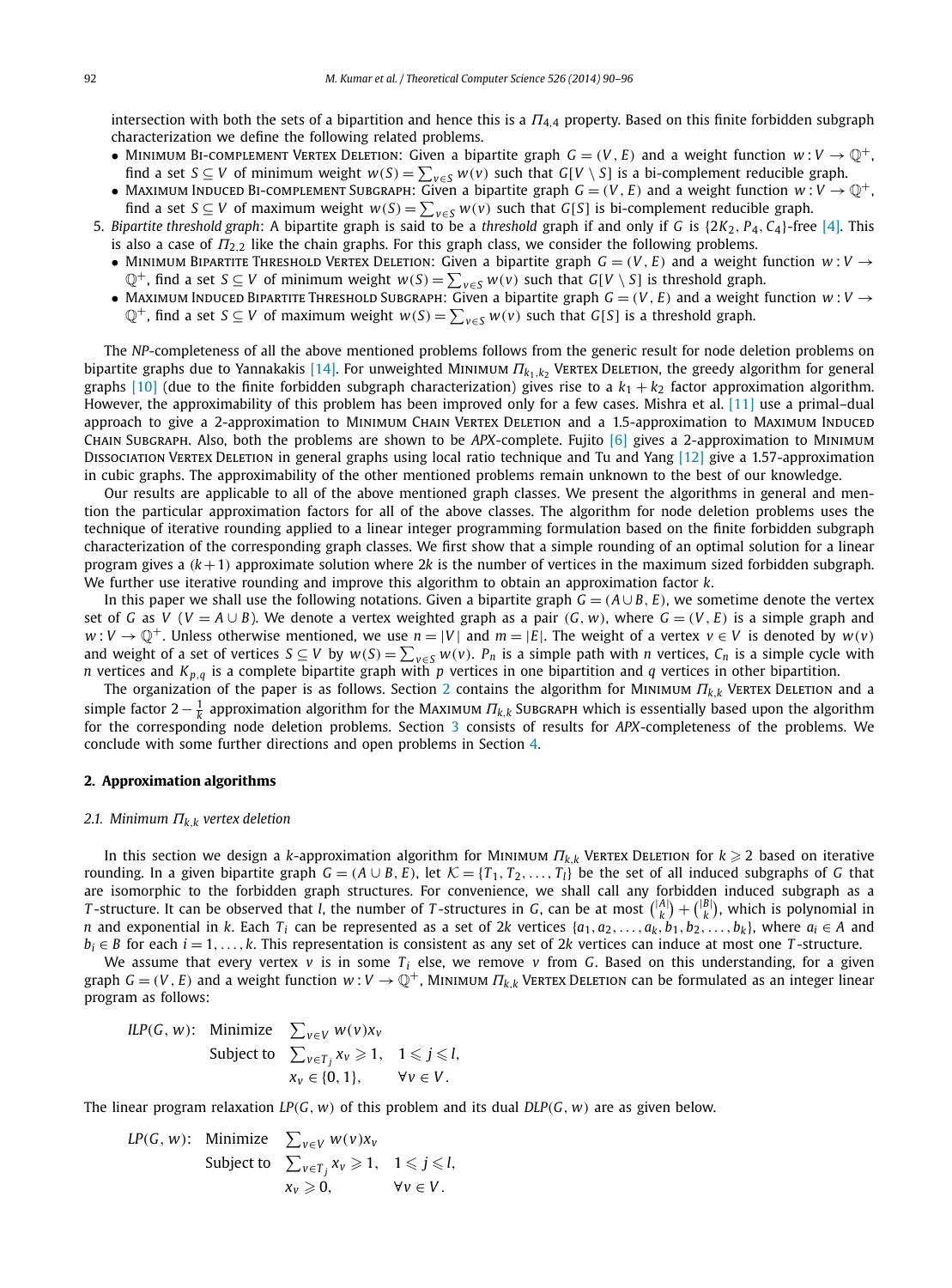intersection with both the sets of a bipartition and hence this is a $\Pi_{4,4}$ property. Based on this finite forbidden subgraph characterization we define the following related problems.

- Minimum Bi-complement Vertex Deletion: Given a bipartite graph $G = (V, E)$ and a weight function $w : V \to \mathbb{Q}^+$, find a set $S \subseteq V$ of minimum weight $w(S) = \sum_{v \in S} w(v)$ such that $G[V \setminus S]$ is a bi-complement reducible graph.
- Maximum Induced Bi-complement Subgraph: Given a bipartite graph $G = (V, E)$ and a weight function $w : V \to \mathbb{Q}^+$, find a set $S \subseteq V$ of maximum weight $w(S) = \sum_{v \in S} w(v)$ such that $G[S]$ is bi-complement reducible graph.

5. *Bipartite threshold graph*: A bipartite graph is said to be a *threshold* graph if and only if $G$ is $\{2K_2, P_4, C_4\}$-free [4]. This is also a case of $\Pi_{2,2}$ like the chain graphs. For this graph class, we consider the following problems.
   - Minimum Bipartite Threshold Vertex Deletion: Given a bipartite graph $G = (V, E)$ and a weight function $w : V \to \mathbb{Q}^+$, find a set $S \subseteq V$ of minimum weight $w(S) = \sum_{v \in S} w(v)$ such that $G[V \setminus S]$ is threshold graph.
   - Maximum Induced Bipartite Threshold Subgraph: Given a bipartite graph $G = (V, E)$ and a weight function $w : V \to \mathbb{Q}^+$, find a set $S \subseteq V$ of maximum weight $w(S) = \sum_{v \in S} w(v)$ such that $G[S]$ is a threshold graph.

The *NP*-completeness of all the above mentioned problems follows from the generic result for node deletion problems on bipartite graphs due to Yannakakis [14]. For unweighted Minimum $\Pi_{k_1,k_2}$ Vertex Deletion, the greedy algorithm for general graphs [10] (due to the finite forbidden subgraph characterization) gives rise to a $k_1 + k_2$ factor approximation algorithm. However, the approximability of this problem has been improved only for a few cases. Mishra et al. [11] use a primal–dual approach to give a 2-approximation to Minimum Chain Vertex Deletion and a 1.5-approximation to Maximum Induced Chain Subgraph. Also, both the problems are shown to be *APX*-complete. Fujito [6] gives a 2-approximation to Minimum Dissociation Vertex Deletion in general graphs using local ratio technique and Tu and Yang [12] give a 1.57-approximation in cubic graphs. The approximability of the other mentioned problems remain unknown to the best of our knowledge.

Our results are applicable to all of the above mentioned graph classes. We present the algorithms in general and mention the particular approximation factors for all of the above classes. The algorithm for node deletion problems uses the technique of iterative rounding applied to a linear integer programming formulation based on the finite forbidden subgraph characterization of the corresponding graph classes. We first show that a simple rounding of an optimal solution for a linear program gives a $(k+1)$ approximate solution where $2k$ is the number of vertices in the maximum sized forbidden subgraph. We further use iterative rounding and improve this algorithm to obtain an approximation factor $k$.

In this paper we shall use the following notations. Given a bipartite graph $G = (A \cup B, E)$, we sometime denote the vertex set of $G$ as $V$ ($V = A \cup B$). We denote a vertex weighted graph as a pair $(G, w)$, where $G = (V, E)$ is a simple graph and $w : V \to \mathbb{Q}^+$. Unless otherwise mentioned, we use $n = |V|$ and $m = |E|$. The weight of a vertex $v \in V$ is denoted by $w(v)$ and weight of a set of vertices $S \subseteq V$ by $w(S) = \sum_{v \in S} w(v)$. $P_n$ is a simple path with $n$ vertices, $C_n$ is a simple cycle with $n$ vertices and $K_{p,q}$ is a complete bipartite graph with $p$ vertices in one bipartition and $q$ vertices in other bipartition.

The organization of the paper is as follows. Section 2 contains the algorithm for Minimum $\Pi_{k,k}$ Vertex Deletion and a simple factor $2 - \frac{1}{k}$ approximation algorithm for the Maximum $\Pi_{k,k}$ Subgraph which is essentially based upon the algorithm for the corresponding node deletion problems. Section 3 consists of results for *APX*-completeness of the problems. We conclude with some further directions and open problems in Section 4.

## 2. Approximation algorithms

### 2.1. Minimum $\Pi_{k,k}$ vertex deletion

In this section we design a $k$-approximation algorithm for Minimum $\Pi_{k,k}$ Vertex Deletion for $k \geqslant 2$ based on iterative rounding. In a given bipartite graph $G = (A \cup B, E)$, let $\mathcal{K} = \{T_1, T_2, \ldots, T_l\}$ be the set of all induced subgraphs of $G$ that are isomorphic to the forbidden graph structures. For convenience, we shall call any forbidden induced subgraph as a $T$-structure. It can be observed that $l$, the number of $T$-structures in $G$, can be at most $\binom{|A|}{k} + \binom{|B|}{k}$, which is polynomial in $n$ and exponential in $k$. Each $T_i$ can be represented as a set of $2k$ vertices $\{a_1, a_2, \ldots, a_k, b_1, b_2, \ldots, b_k\}$, where $a_i \in A$ and $b_i \in B$ for each $i = 1, \ldots, k$. This representation is consistent as any set of $2k$ vertices can induce at most one $T$-structure.

We assume that every vertex $v$ is in some $T_i$ else, we remove $v$ from $G$. Based on this understanding, for a given graph $G = (V, E)$ and a weight function $w : V \to \mathbb{Q}^+$, Minimum $\Pi_{k,k}$ Vertex Deletion can be formulated as an integer linear program as follows:

$$
\begin{aligned}
ILP(G, w):\quad & \text{Minimize} && \textstyle\sum_{v \in V} w(v) x_v \\
& \text{Subject to} && \textstyle\sum_{v \in T_j} x_v \geqslant 1, \quad 1 \leqslant j \leqslant l, \\
& && x_v \in \{0, 1\}, \qquad \forall v \in V.
\end{aligned}
$$

The linear program relaxation $LP(G, w)$ of this problem and its dual $DLP(G, w)$ are as given below.

$$
\begin{aligned}
LP(G, w):\quad & \text{Minimize} && \textstyle\sum_{v \in V} w(v) x_v \\
& \text{Subject to} && \textstyle\sum_{v \in T_j} x_v \geqslant 1, \quad 1 \leqslant j \leqslant l, \\
& && x_v \geqslant 0, \qquad \forall v \in V.
\end{aligned}
$$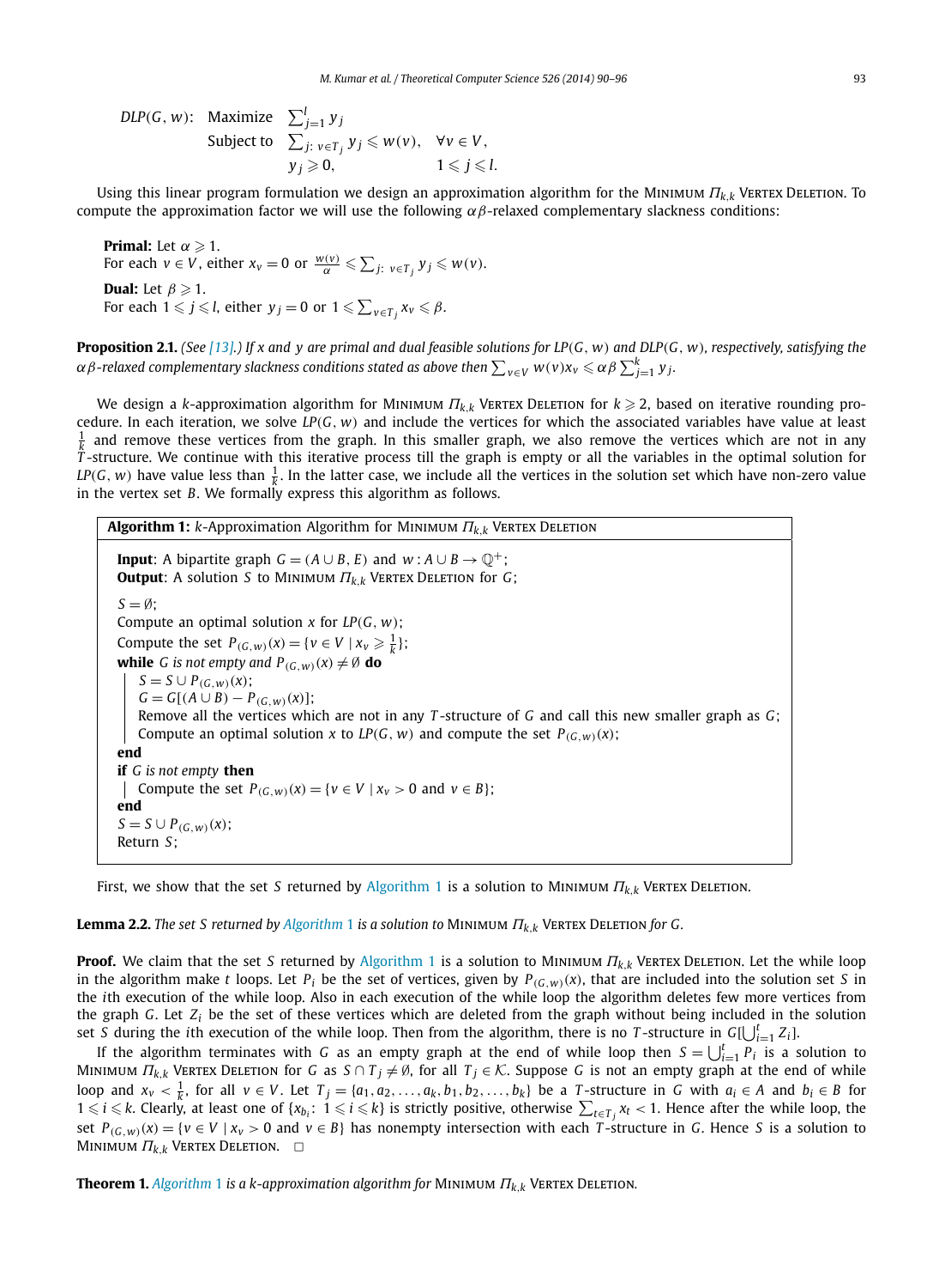$$
\begin{aligned}
DLP(G,w):\quad & \text{Maximize} && \sum_{j=1}^{l} y_j \\
& \text{Subject to} && \sum_{j:\ v\in T_j} y_j \leqslant w(v), \quad \forall v \in V, \\
& && y_j \geqslant 0, \qquad\qquad 1 \leqslant j \leqslant l.
\end{aligned}
$$

Using this linear program formulation we design an approximation algorithm for the Minimum $\Pi_{k,k}$ Vertex Deletion. To compute the approximation factor we will use the following $\alpha\beta$-relaxed complementary slackness conditions:

**Primal:** Let $\alpha \geqslant 1$.
For each $v \in V$, either $x_v = 0$ or $\frac{w(v)}{\alpha} \leqslant \sum_{j:\ v\in T_j} y_j \leqslant w(v)$.

**Dual:** Let $\beta \geqslant 1$.
For each $1 \leqslant j \leqslant l$, either $y_j = 0$ or $1 \leqslant \sum_{v\in T_j} x_v \leqslant \beta$.

**Proposition 2.1.** *(See [13].) If $x$ and $y$ are primal and dual feasible solutions for $LP(G,w)$ and $DLP(G,w)$, respectively, satisfying the $\alpha\beta$-relaxed complementary slackness conditions stated as above then $\sum_{v\in V} w(v)x_v \leqslant \alpha\beta \sum_{j=1}^{k} y_j$.*

We design a $k$-approximation algorithm for Minimum $\Pi_{k,k}$ Vertex Deletion for $k \geqslant 2$, based on iterative rounding procedure. In each iteration, we solve $LP(G,w)$ and include the vertices for which the associated variables have value at least $\frac{1}{k}$ and remove these vertices from the graph. In this smaller graph, we also remove the vertices which are not in any $T$-structure. We continue with this iterative process till the graph is empty or all the variables in the optimal solution for $LP(G,w)$ have value less than $\frac{1}{k}$. In the latter case, we include all the vertices in the solution set which have non-zero value in the vertex set $B$. We formally express this algorithm as follows.

**Algorithm 1:** *$k$-Approximation Algorithm for* Minimum $\Pi_{k,k}$ Vertex Deletion

```
Input: A bipartite graph G = (A ∪ B, E) and w : A ∪ B → Q+;
Output: A solution S to Minimum Π_{k,k} Vertex Deletion for G;
S = ∅;
Compute an optimal solution x for LP(G, w);
Compute the set P_(G,w)(x) = {v ∈ V | x_v ≥ 1/k};
while G is not empty and P_(G,w)(x) ≠ ∅ do
    S = S ∪ P_(G,w)(x);
    G = G[(A ∪ B) − P_(G,w)(x)];
    Remove all the vertices which are not in any T-structure of G and call this new smaller graph as G;
    Compute an optimal solution x to LP(G, w) and compute the set P_(G,w)(x);
end
if G is not empty then
    Compute the set P_(G,w)(x) = {v ∈ V | x_v > 0 and v ∈ B};
end
S = S ∪ P_(G,w)(x);
Return S;
```

First, we show that the set $S$ returned by Algorithm 1 is a solution to Minimum $\Pi_{k,k}$ Vertex Deletion.

**Lemma 2.2.** *The set $S$ returned by Algorithm 1 is a solution to* Minimum $\Pi_{k,k}$ Vertex Deletion *for $G$.*

**Proof.** We claim that the set $S$ returned by Algorithm 1 is a solution to Minimum $\Pi_{k,k}$ Vertex Deletion. Let the while loop in the algorithm make $t$ loops. Let $P_i$ be the set of vertices, given by $P_{(G,w)}(x)$, that are included into the solution set $S$ in the $i$th execution of the while loop. Also in each execution of the while loop the algorithm deletes few more vertices from the graph $G$. Let $Z_i$ be the set of these vertices which are deleted from the graph without being included in the solution set $S$ during the $i$th execution of the while loop. Then from the algorithm, there is no $T$-structure in $G[\bigcup_{i=1}^{t} Z_i]$.

If the algorithm terminates with $G$ as an empty graph at the end of while loop then $S = \bigcup_{i=1}^{t} P_i$ is a solution to Minimum $\Pi_{k,k}$ Vertex Deletion for $G$ as $S \cap T_j \neq \emptyset$, for all $T_j \in \mathcal{K}$. Suppose $G$ is not an empty graph at the end of while loop and $x_v < \frac{1}{k}$, for all $v \in V$. Let $T_j = \{a_1, a_2, \ldots, a_k, b_1, b_2, \ldots, b_k\}$ be a $T$-structure in $G$ with $a_i \in A$ and $b_i \in B$ for $1 \leqslant i \leqslant k$. Clearly, at least one of $\{x_{b_i}\colon 1 \leqslant i \leqslant k\}$ is strictly positive, otherwise $\sum_{t\in T_j} x_t < 1$. Hence after the while loop, the set $P_{(G,w)}(x) = \{v \in V \mid x_v > 0 \text{ and } v \in B\}$ has nonempty intersection with each $T$-structure in $G$. Hence $S$ is a solution to Minimum $\Pi_{k,k}$ Vertex Deletion. $\square$

**Theorem 1.** *Algorithm 1 is a $k$-approximation algorithm for* Minimum $\Pi_{k,k}$ Vertex Deletion*.*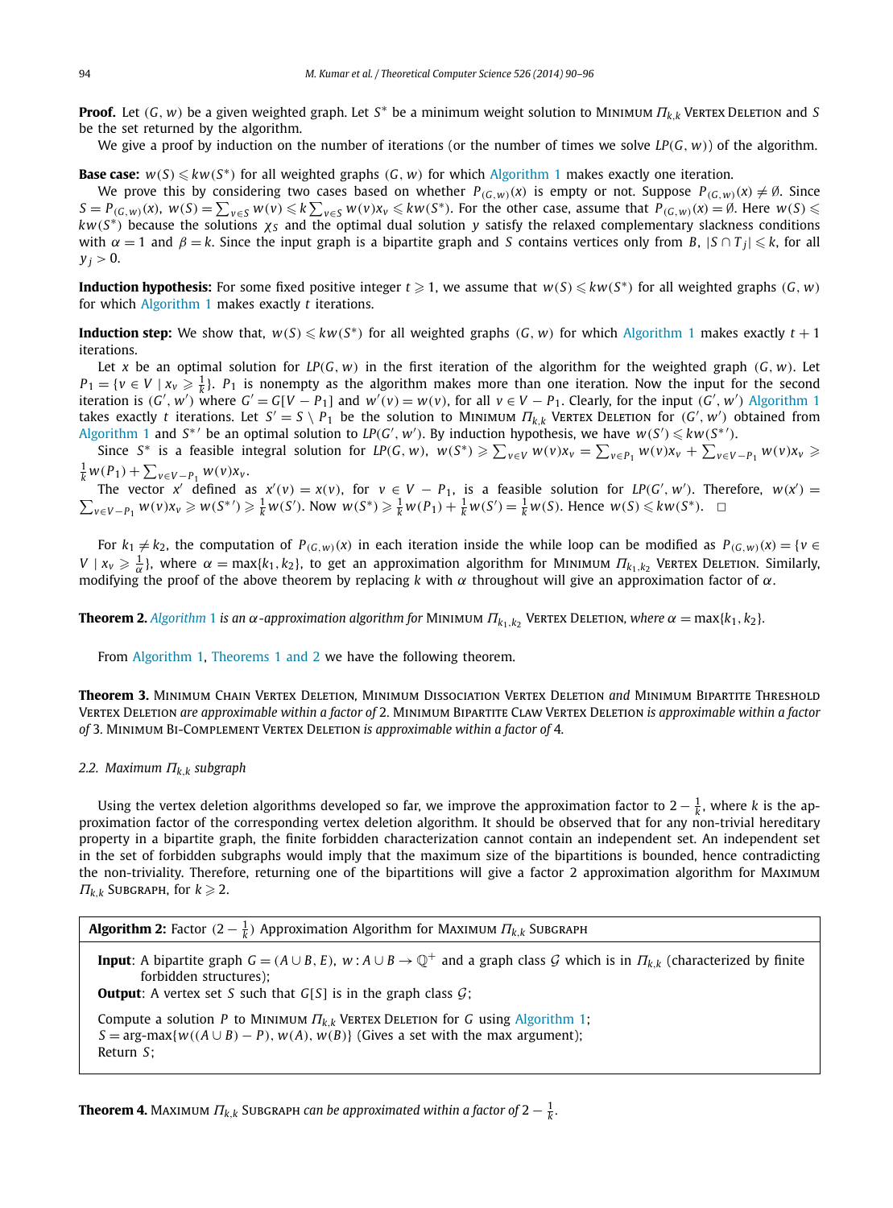**Proof.** Let $(G, w)$ be a given weighted graph. Let $S^*$ be a minimum weight solution to Minimum $\Pi_{k,k}$ Vertex Deletion and $S$ be the set returned by the algorithm.

We give a proof by induction on the number of iterations (or the number of times we solve $LP(G, w)$) of the algorithm.

**Base case:** $w(S) \leqslant kw(S^*)$ for all weighted graphs $(G, w)$ for which Algorithm 1 makes exactly one iteration.

We prove this by considering two cases based on whether $P_{(G,w)}(x)$ is empty or not. Suppose $P_{(G,w)}(x) \neq \emptyset$. Since $S = P_{(G,w)}(x)$, $w(S) = \sum_{v \in S} w(v) \leqslant k \sum_{v \in S} w(v)x_v \leqslant kw(S^*)$. For the other case, assume that $P_{(G,w)}(x) = \emptyset$. Here $w(S) \leqslant kw(S^*)$ because the solutions $\chi_S$ and the optimal dual solution $y$ satisfy the relaxed complementary slackness conditions with $\alpha = 1$ and $\beta = k$. Since the input graph is a bipartite graph and $S$ contains vertices only from $B$, $|S \cap T_j| \leqslant k$, for all $y_j > 0$.

**Induction hypothesis:** For some fixed positive integer $t \geqslant 1$, we assume that $w(S) \leqslant kw(S^*)$ for all weighted graphs $(G, w)$ for which Algorithm 1 makes exactly $t$ iterations.

**Induction step:** We show that, $w(S) \leqslant kw(S^*)$ for all weighted graphs $(G, w)$ for which Algorithm 1 makes exactly $t + 1$ iterations.

Let $x$ be an optimal solution for $LP(G, w)$ in the first iteration of the algorithm for the weighted graph $(G, w)$. Let $P_1 = \{v \in V \mid x_v \geqslant \frac{1}{k}\}$. $P_1$ is nonempty as the algorithm makes more than one iteration. Now the input for the second iteration is $(G', w')$ where $G' = G[V - P_1]$ and $w'(v) = w(v)$, for all $v \in V - P_1$. Clearly, for the input $(G', w')$ Algorithm 1 takes exactly $t$ iterations. Let $S' = S \setminus P_1$ be the solution to Minimum $\Pi_{k,k}$ Vertex Deletion for $(G', w')$ obtained from Algorithm 1 and $S^{*\prime}$ be an optimal solution to $LP(G', w')$. By induction hypothesis, we have $w(S') \leqslant kw(S^{*\prime})$.

Since $S^*$ is a feasible integral solution for $LP(G, w)$, $w(S^*) \geqslant \sum_{v \in V} w(v)x_v = \sum_{v \in P_1} w(v)x_v + \sum_{v \in V - P_1} w(v)x_v \geqslant \frac{1}{k} w(P_1) + \sum_{v \in V - P_1} w(v)x_v$.

The vector $x'$ defined as $x'(v) = x(v)$, for $v \in V - P_1$, is a feasible solution for $LP(G', w')$. Therefore, $w(x') = \sum_{v \in V - P_1} w(v)x_v \geqslant w(S^{*\prime}) \geqslant \frac{1}{k} w(S')$. Now $w(S^*) \geqslant \frac{1}{k} w(P_1) + \frac{1}{k} w(S') = \frac{1}{k} w(S)$. Hence $w(S) \leqslant kw(S^*)$. $\square$

For $k_1 \neq k_2$, the computation of $P_{(G,w)}(x)$ in each iteration inside the while loop can be modified as $P_{(G,w)}(x) = \{v \in V \mid x_v \geqslant \frac{1}{\alpha}\}$, where $\alpha = \max\{k_1, k_2\}$, to get an approximation algorithm for Minimum $\Pi_{k_1,k_2}$ Vertex Deletion. Similarly, modifying the proof of the above theorem by replacing $k$ with $\alpha$ throughout will give an approximation factor of $\alpha$.

**Theorem 2.** *Algorithm 1 is an $\alpha$-approximation algorithm for* Minimum $\Pi_{k_1,k_2}$ Vertex Deletion, *where $\alpha = \max\{k_1, k_2\}$.*

From Algorithm 1, Theorems 1 and 2 we have the following theorem.

**Theorem 3.** Minimum Chain Vertex Deletion, Minimum Dissociation Vertex Deletion *and* Minimum Bipartite Threshold Vertex Deletion *are approximable within a factor of* 2. Minimum Bipartite Claw Vertex Deletion *is approximable within a factor of* 3. Minimum Bi-Complement Vertex Deletion *is approximable within a factor of* 4.

### 2.2. Maximum $\Pi_{k,k}$ subgraph

Using the vertex deletion algorithms developed so far, we improve the approximation factor to $2 - \frac{1}{k}$, where $k$ is the approximation factor of the corresponding vertex deletion algorithm. It should be observed that for any non-trivial hereditary property in a bipartite graph, the finite forbidden characterization cannot contain an independent set. An independent set in the set of forbidden subgraphs would imply that the maximum size of the bipartitions is bounded, hence contradicting the non-triviality. Therefore, returning one of the bipartitions will give a factor 2 approximation algorithm for Maximum $\Pi_{k,k}$ Subgraph, for $k \geqslant 2$.

---

**Algorithm 2:** Factor $(2 - \frac{1}{k})$ Approximation Algorithm for Maximum $\Pi_{k,k}$ Subgraph

**Input**: A bipartite graph $G = (A \cup B, E)$, $w : A \cup B \to \mathbb{Q}^+$ and a graph class $\mathcal{G}$ which is in $\Pi_{k,k}$ (characterized by finite forbidden structures);

**Output**: A vertex set $S$ such that $G[S]$ is in the graph class $\mathcal{G}$;

Compute a solution $P$ to Minimum $\Pi_{k,k}$ Vertex Deletion for $G$ using Algorithm 1;

$S = \text{arg-max}\{w((A \cup B) - P), w(A), w(B)\}$ (Gives a set with the max argument);

Return $S$;

---

**Theorem 4.** Maximum $\Pi_{k,k}$ Subgraph *can be approximated within a factor of* $2 - \frac{1}{k}$.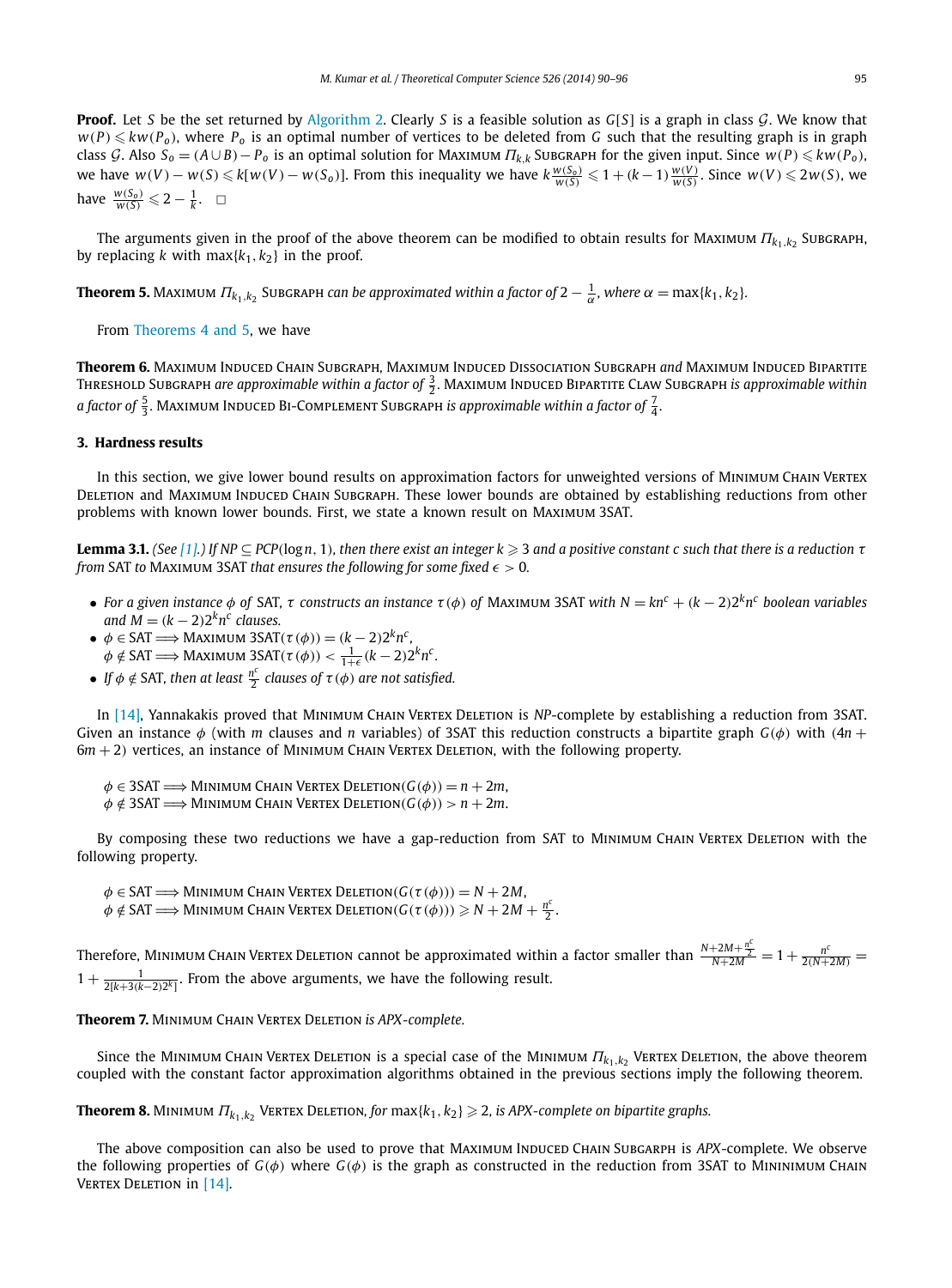**Proof.** Let $S$ be the set returned by Algorithm 2. Clearly $S$ is a feasible solution as $G[S]$ is a graph in class $\mathcal{G}$. We know that $w(P) \leqslant kw(P_o)$, where $P_o$ is an optimal number of vertices to be deleted from $G$ such that the resulting graph is in graph class $\mathcal{G}$. Also $S_o = (A \cup B) - P_o$ is an optimal solution for Maximum $\Pi_{k,k}$ Subgraph for the given input. Since $w(P) \leqslant kw(P_o)$, we have $w(V) - w(S) \leqslant k[w(V) - w(S_o)]$. From this inequality we have $k\frac{w(S_o)}{w(S)} \leqslant 1 + (k-1)\frac{w(V)}{w(S)}$. Since $w(V) \leqslant 2w(S)$, we have $\frac{w(S_o)}{w(S)} \leqslant 2 - \frac{1}{k}$. $\square$

The arguments given in the proof of the above theorem can be modified to obtain results for Maximum $\Pi_{k_1,k_2}$ Subgraph, by replacing $k$ with $\max\{k_1, k_2\}$ in the proof.

**Theorem 5.** Maximum $\Pi_{k_1,k_2}$ Subgraph *can be approximated within a factor of* $2 - \frac{1}{\alpha}$*, where* $\alpha = \max\{k_1, k_2\}$*.*

From Theorems 4 and 5, we have

**Theorem 6.** Maximum Induced Chain Subgraph, Maximum Induced Dissociation Subgraph *and* Maximum Induced Bipartite Threshold Subgraph *are approximable within a factor of* $\frac{3}{2}$*.* Maximum Induced Bipartite Claw Subgraph *is approximable within a factor of* $\frac{5}{3}$*.* Maximum Induced Bi-Complement Subgraph *is approximable within a factor of* $\frac{7}{4}$*.*

## 3. Hardness results

In this section, we give lower bound results on approximation factors for unweighted versions of Minimum Chain Vertex Deletion and Maximum Induced Chain Subgraph. These lower bounds are obtained by establishing reductions from other problems with known lower bounds. First, we state a known result on Maximum 3SAT.

**Lemma 3.1.** *(See [1].) If NP* $\subseteq$ *PCP*$(\log n, 1)$*, then there exist an integer* $k \geqslant 3$ *and a positive constant* $c$ *such that there is a reduction* $\tau$ *from* SAT *to* Maximum 3SAT *that ensures the following for some fixed* $\epsilon > 0$*.*

- *For a given instance* $\phi$ *of* SAT*,* $\tau$ *constructs an instance* $\tau(\phi)$ *of* Maximum 3SAT *with* $N = kn^c + (k-2)2^k n^c$ *boolean variables and* $M = (k-2)2^k n^c$ *clauses.*
- $\phi \in \text{SAT} \Longrightarrow \text{Maximum 3SAT}(\tau(\phi)) = (k-2)2^k n^c$,
  $\phi \notin \text{SAT} \Longrightarrow \text{Maximum 3SAT}(\tau(\phi)) < \frac{1}{1+\epsilon}(k-2)2^k n^c$.
- *If* $\phi \notin$ SAT*, then at least* $\frac{n^c}{2}$ *clauses of* $\tau(\phi)$ *are not satisfied.*

In [14], Yannakakis proved that Minimum Chain Vertex Deletion is *NP*-complete by establishing a reduction from 3SAT. Given an instance $\phi$ (with $m$ clauses and $n$ variables) of 3SAT this reduction constructs a bipartite graph $G(\phi)$ with $(4n + 6m + 2)$ vertices, an instance of Minimum Chain Vertex Deletion, with the following property.

$\phi \in \text{3SAT} \Longrightarrow \text{Minimum Chain Vertex Deletion}(G(\phi)) = n + 2m$,
$\phi \notin \text{3SAT} \Longrightarrow \text{Minimum Chain Vertex Deletion}(G(\phi)) > n + 2m$.

By composing these two reductions we have a gap-reduction from SAT to Minimum Chain Vertex Deletion with the following property.

$\phi \in \text{SAT} \Longrightarrow \text{Minimum Chain Vertex Deletion}(G(\tau(\phi))) = N + 2M$,
$\phi \notin \text{SAT} \Longrightarrow \text{Minimum Chain Vertex Deletion}(G(\tau(\phi))) \geqslant N + 2M + \frac{n^c}{2}$.

Therefore, Minimum Chain Vertex Deletion cannot be approximated within a factor smaller than $\frac{N+2M+\frac{n^c}{2}}{N+2M} = 1 + \frac{n^c}{2(N+2M)} = 1 + \frac{1}{2[k+3(k-2)2^k]}$. From the above arguments, we have the following result.

**Theorem 7.** Minimum Chain Vertex Deletion *is APX-complete.*

Since the Minimum Chain Vertex Deletion is a special case of the Minimum $\Pi_{k_1,k_2}$ Vertex Deletion, the above theorem coupled with the constant factor approximation algorithms obtained in the previous sections imply the following theorem.

**Theorem 8.** Minimum $\Pi_{k_1,k_2}$ Vertex Deletion*, for* $\max\{k_1, k_2\} \geqslant 2$*, is APX-complete on bipartite graphs.*

The above composition can also be used to prove that Maximum Induced Chain Subgarph is *APX*-complete. We observe the following properties of $G(\phi)$ where $G(\phi)$ is the graph as constructed in the reduction from 3SAT to Mininimum Chain Vertex Deletion in [14].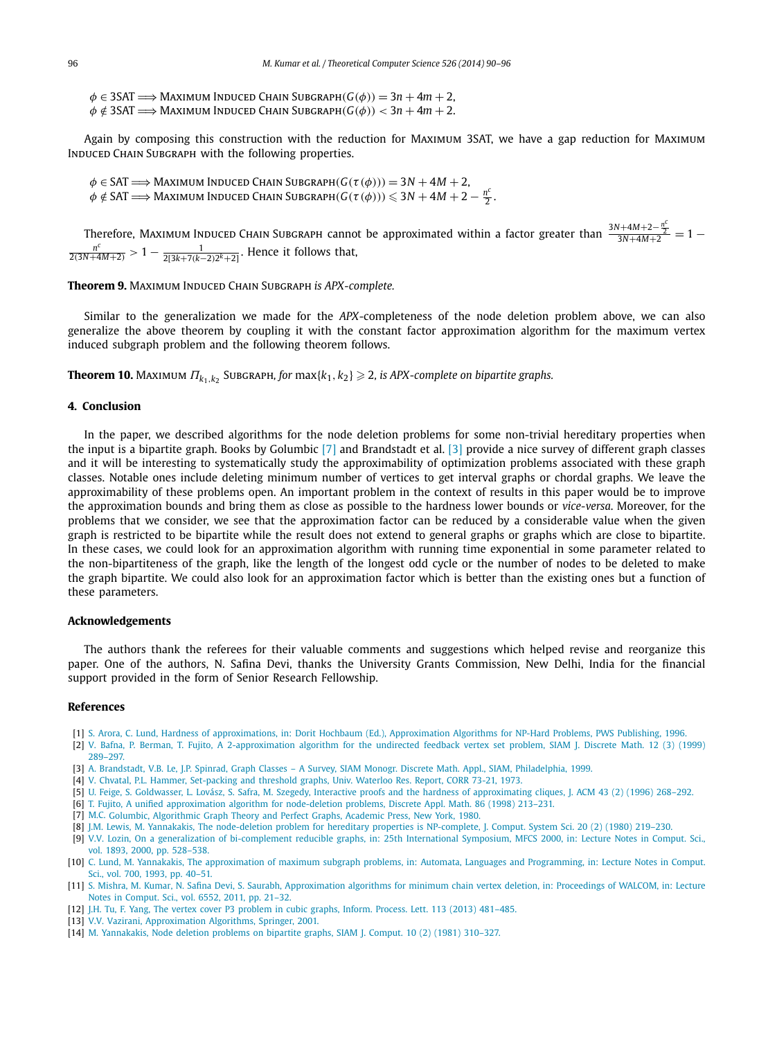$$\phi \in 3\text{SAT} \Longrightarrow \text{Maximum Induced Chain Subgraph}(G(\phi)) = 3n + 4m + 2,$$
$$\phi \notin 3\text{SAT} \Longrightarrow \text{Maximum Induced Chain Subgraph}(G(\phi)) < 3n + 4m + 2.$$

Again by composing this construction with the reduction for Maximum 3SAT, we have a gap reduction for Maximum Induced Chain Subgraph with the following properties.

$$\phi \in \text{SAT} \Longrightarrow \text{Maximum Induced Chain Subgraph}(G(\tau(\phi))) = 3N + 4M + 2,$$
$$\phi \notin \text{SAT} \Longrightarrow \text{Maximum Induced Chain Subgraph}(G(\tau(\phi))) \leqslant 3N + 4M + 2 - \frac{n^c}{2}.$$

Therefore, Maximum Induced Chain Subgraph cannot be approximated within a factor greater than $\frac{3N+4M+2-\frac{n^c}{2}}{3N+4M+2} = 1 - \frac{n^c}{2(3N+4M+2)} > 1 - \frac{1}{2[3k+7(k-2)2^k+2]}$. Hence it follows that,

**Theorem 9.** Maximum Induced Chain Subgraph *is APX-complete.*

Similar to the generalization we made for the *APX*-completeness of the node deletion problem above, we can also generalize the above theorem by coupling it with the constant factor approximation algorithm for the maximum vertex induced subgraph problem and the following theorem follows.

**Theorem 10.** Maximum $\Pi_{k_1,k_2}$ Subgraph, *for* $\max\{k_1, k_2\} \geqslant 2$, *is APX-complete on bipartite graphs.*

## 4. Conclusion

In the paper, we described algorithms for the node deletion problems for some non-trivial hereditary properties when the input is a bipartite graph. Books by Golumbic [7] and Brandstadt et al. [3] provide a nice survey of different graph classes and it will be interesting to systematically study the approximability of optimization problems associated with these graph classes. Notable ones include deleting minimum number of vertices to get interval graphs or chordal graphs. We leave the approximability of these problems open. An important problem in the context of results in this paper would be to improve the approximation bounds and bring them as close as possible to the hardness lower bounds or *vice-versa*. Moreover, for the problems that we consider, we see that the approximation factor can be reduced by a considerable value when the given graph is restricted to be bipartite while the result does not extend to general graphs or graphs which are close to bipartite. In these cases, we could look for an approximation algorithm with running time exponential in some parameter related to the non-bipartiteness of the graph, like the length of the longest odd cycle or the number of nodes to be deleted to make the graph bipartite. We could also look for an approximation factor which is better than the existing ones but a function of these parameters.

## Acknowledgements

The authors thank the referees for their valuable comments and suggestions which helped revise and reorganize this paper. One of the authors, N. Safina Devi, thanks the University Grants Commission, New Delhi, India for the financial support provided in the form of Senior Research Fellowship.

## References

[1] S. Arora, C. Lund, Hardness of approximations, in: Dorit Hochbaum (Ed.), Approximation Algorithms for NP-Hard Problems, PWS Publishing, 1996.

[2] V. Bafna, P. Berman, T. Fujito, A 2-approximation algorithm for the undirected feedback vertex set problem, SIAM J. Discrete Math. 12 (3) (1999) 289–297.

[3] A. Brandstadt, V.B. Le, J.P. Spinrad, Graph Classes – A Survey, SIAM Monogr. Discrete Math. Appl., SIAM, Philadelphia, 1999.

[4] V. Chvatal, P.L. Hammer, Set-packing and threshold graphs, Univ. Waterloo Res. Report, CORR 73-21, 1973.

[5] U. Feige, S. Goldwasser, L. Lovász, S. Safra, M. Szegedy, Interactive proofs and the hardness of approximating cliques, J. ACM 43 (2) (1996) 268–292.

[6] T. Fujito, A unified approximation algorithm for node-deletion problems, Discrete Appl. Math. 86 (1998) 213–231.

[7] M.C. Golumbic, Algorithmic Graph Theory and Perfect Graphs, Academic Press, New York, 1980.

[8] J.M. Lewis, M. Yannakakis, The node-deletion problem for hereditary properties is NP-complete, J. Comput. System Sci. 20 (2) (1980) 219–230.

[9] V.V. Lozin, On a generalization of bi-complement reducible graphs, in: 25th International Symposium, MFCS 2000, in: Lecture Notes in Comput. Sci., vol. 1893, 2000, pp. 528–538.

[10] C. Lund, M. Yannakakis, The approximation of maximum subgraph problems, in: Automata, Languages and Programming, in: Lecture Notes in Comput. Sci., vol. 700, 1993, pp. 40–51.

[11] S. Mishra, M. Kumar, N. Safina Devi, S. Saurabh, Approximation algorithms for minimum chain vertex deletion, in: Proceedings of WALCOM, in: Lecture Notes in Comput. Sci., vol. 6552, 2011, pp. 21–32.

[12] J.H. Tu, F. Yang, The vertex cover P3 problem in cubic graphs, Inform. Process. Lett. 113 (2013) 481–485.

[13] V.V. Vazirani, Approximation Algorithms, Springer, 2001.

[14] M. Yannakakis, Node deletion problems on bipartite graphs, SIAM J. Comput. 10 (2) (1981) 310–327.